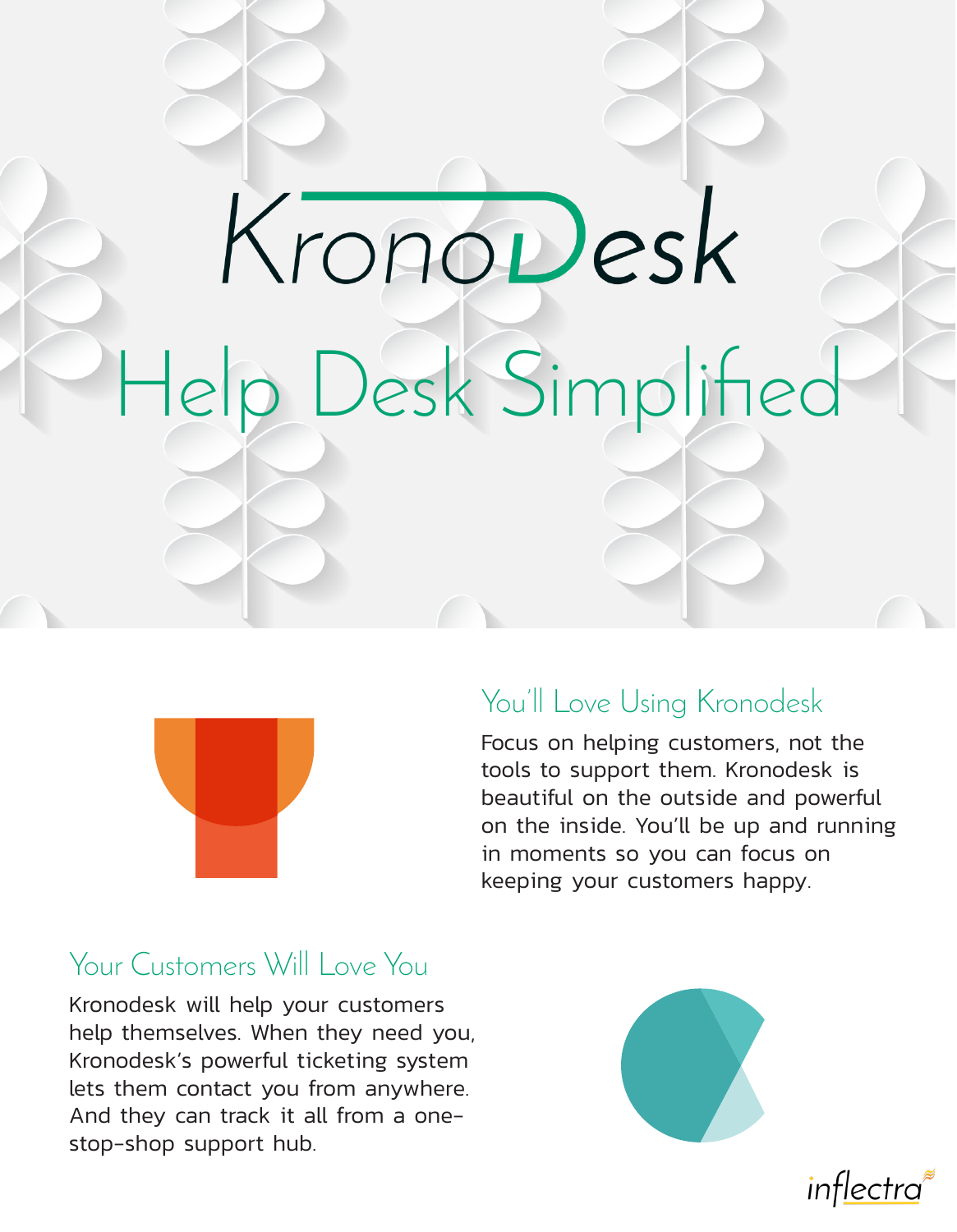# KronoDesk

## Help Desk Simplified

### You'll Love Using Kronodesk

Focus on helping customers, not the tools to support them. Kronodesk is beautiful on the outside and powerful on the inside. You'll be up and running in moments so you can focus on keeping your customers happy.

### Your Customers Will Love You

Kronodesk will help your customers help themselves. When they need you, Kronodesk's powerful ticketing system lets them contact you from anywhere. And they can track it all from a one-stop-shop support hub.

inflectra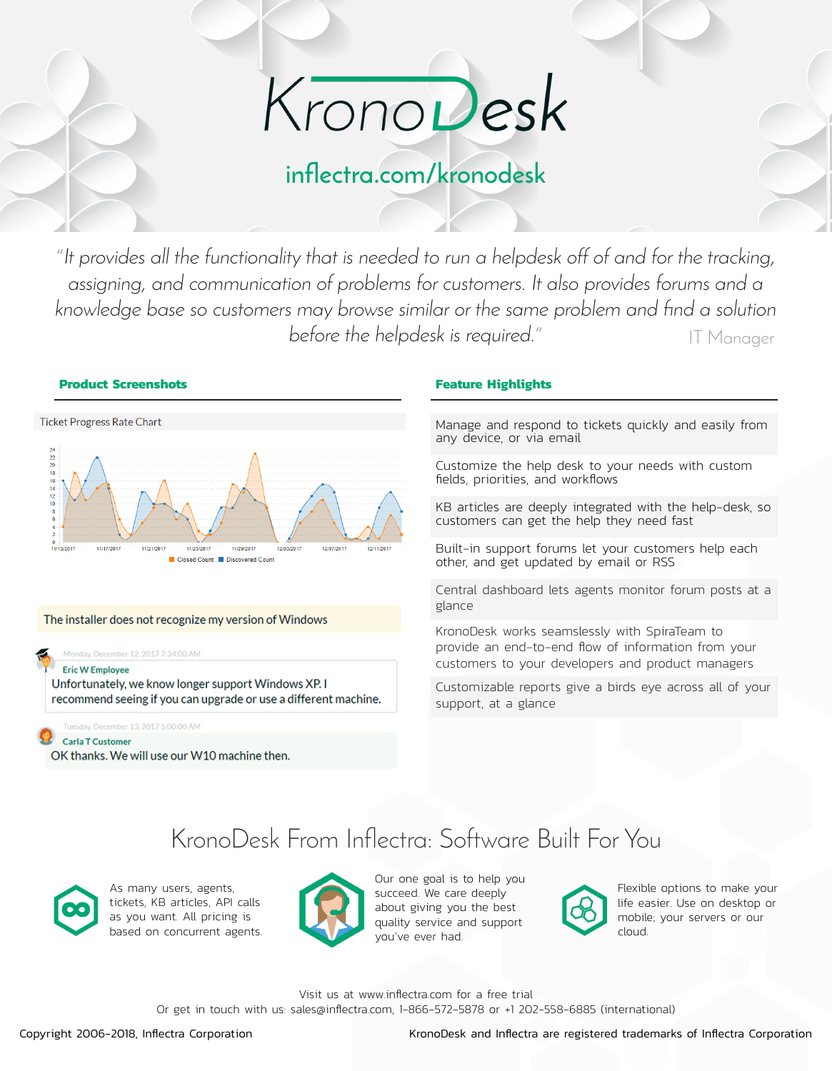# KronoDesk

inflectra.com/kronodesk

*"It provides all the functionality that is needed to run a helpdesk off of and for the tracking, assigning, and communication of problems for customers. It also provides forums and a knowledge base so customers may browse similar or the same problem and find a solution before the helpdesk is required."*

IT Manager

## Product Screenshots

Ticket Progress Rate Chart

24
22
20
18
16
14
12
10
8
6
4
2
0

11/13/2017 11/17/2017 11/21/2017 11/25/2017 11/29/2017 12/03/2017 12/07/2017 12/11/2017

Closed Count Discovered Count

The installer does not recognize my version of Windows

Monday, December 12, 2017 7:34:00 AM
Eric W Employee
Unfortunately, we know longer support Windows XP. I recommend seeing if you can upgrade or use a different machine.

Tuesday, December 13, 2017 5:00:00 AM
Carla T Customer
OK thanks. We will use our W10 machine then.

## Feature Highlights

- Manage and respond to tickets quickly and easily from any device, or via email
- Customize the help desk to your needs with custom fields, priorities, and workflows
- KB articles are deeply integrated with the help-desk, so customers can get the help they need fast
- Built-in support forums let your customers help each other, and get updated by email or RSS
- Central dashboard lets agents monitor forum posts at a glance
- KronoDesk works seamslessly with SpiraTeam to provide an end-to-end flow of information from your customers to your developers and product managers
- Customizable reports give a birds eye across all of your support, at a glance

## KronoDesk From Inflectra: Software Built For You

As many users, agents, tickets, KB articles, API calls as you want. All pricing is based on concurrent agents.

Our one goal is to help you succeed. We care deeply about giving you the best quality service and support you've ever had.

Flexible options to make your life easier. Use on desktop or mobile; your servers or our cloud.

Visit us at www.inflectra.com for a free trial
Or get in touch with us: sales@inflectra.com, 1-866-572-5878 or +1 202-558-6885 (international)

Copyright 2006-2018, Inflectra Corporation

KronoDesk and Inflectra are registered trademarks of Inflectra Corporation